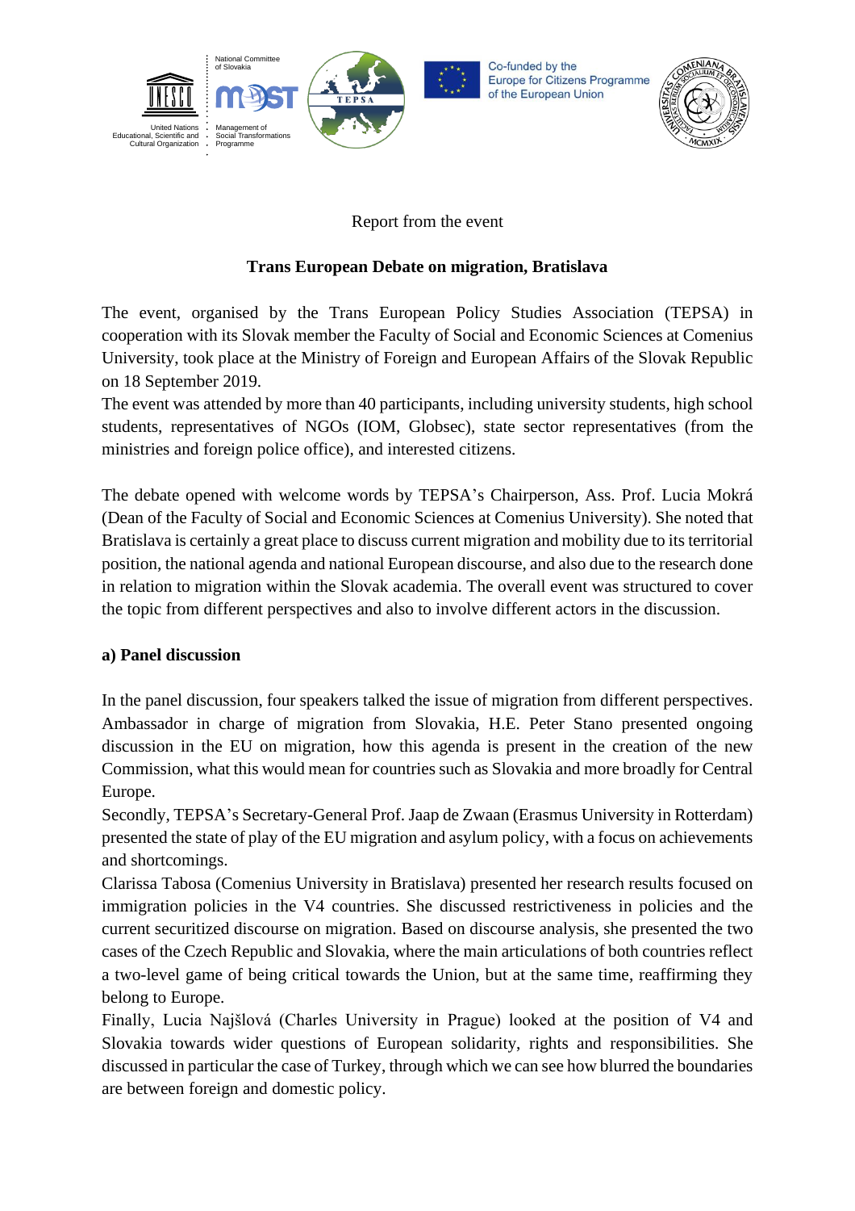Report from the event

**Trans European Debate on migration, Bratislava**

The event, organised by the Trans European Policy Studies Association (TEPSA) in cooperation with its Slovak member the Faculty of Social and Economic Sciences at Comenius University, took place at the Ministry of Foreign and European Affairs of the Slovak Republic on 18 September 2019.

The event was attended by more than 40 participants, including university students, high school students, representatives of NGOs (IOM, Globsec), state sector representatives (from the ministries and foreign police office), and interested citizens.

The debate opened with welcome words by TEPSA's Chairperson, Ass. Prof. Lucia Mokrá (Dean of the Faculty of Social and Economic Sciences at Comenius University). She noted that Bratislava is certainly a great place to discuss current migration and mobility due to its territorial position, the national agenda and national European discourse, and also due to the research done in relation to migration within the Slovak academia. The overall event was structured to cover the topic from different perspectives and also to involve different actors in the discussion.

**a) Panel discussion**

In the panel discussion, four speakers talked the issue of migration from different perspectives. Ambassador in charge of migration from Slovakia, H.E. Peter Stano presented ongoing discussion in the EU on migration, how this agenda is present in the creation of the new Commission, what this would mean for countries such as Slovakia and more broadly for Central Europe.

Secondly, TEPSA's Secretary-General Prof. Jaap de Zwaan (Erasmus University in Rotterdam) presented the state of play of the EU migration and asylum policy, with a focus on achievements and shortcomings.

Clarissa Tabosa (Comenius University in Bratislava) presented her research results focused on immigration policies in the V4 countries. She discussed restrictiveness in policies and the current securitized discourse on migration. Based on discourse analysis, she presented the two cases of the Czech Republic and Slovakia, where the main articulations of both countries reflect a two-level game of being critical towards the Union, but at the same time, reaffirming they belong to Europe.

Finally, Lucia Najšlová (Charles University in Prague) looked at the position of V4 and Slovakia towards wider questions of European solidarity, rights and responsibilities. She discussed in particular the case of Turkey, through which we can see how blurred the boundaries are between foreign and domestic policy.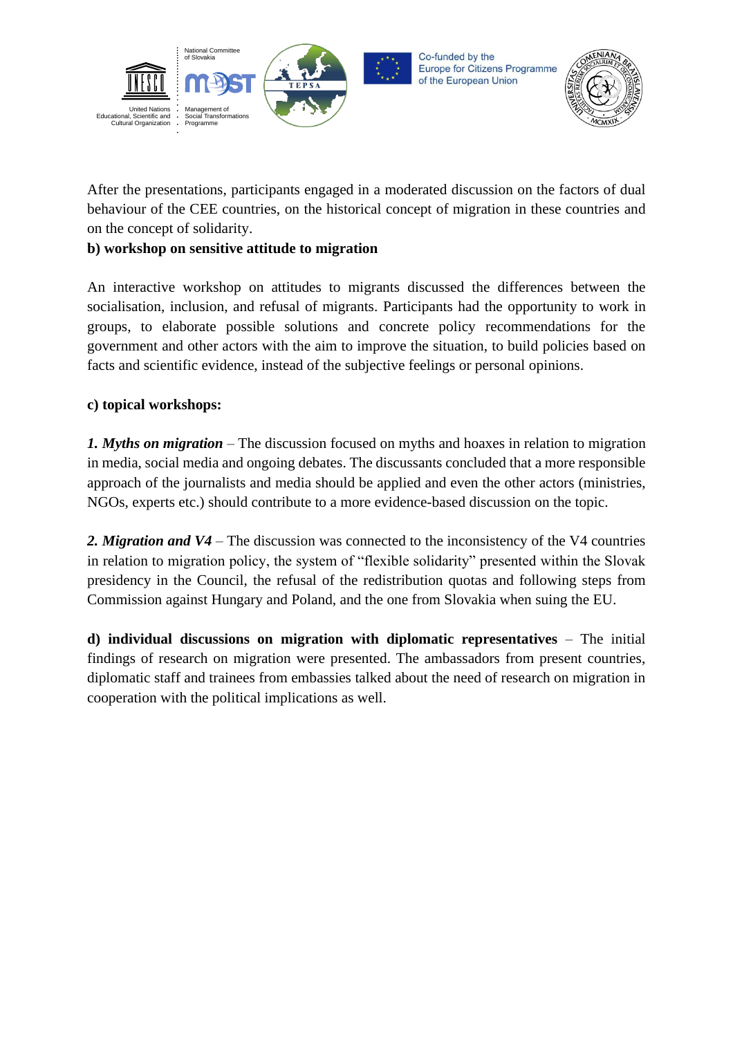After the presentations, participants engaged in a moderated discussion on the factors of dual behaviour of the CEE countries, on the historical concept of migration in these countries and on the concept of solidarity.

**b) workshop on sensitive attitude to migration**

An interactive workshop on attitudes to migrants discussed the differences between the socialisation, inclusion, and refusal of migrants. Participants had the opportunity to work in groups, to elaborate possible solutions and concrete policy recommendations for the government and other actors with the aim to improve the situation, to build policies based on facts and scientific evidence, instead of the subjective feelings or personal opinions.

**c) topical workshops:**

***1. Myths on migration*** – The discussion focused on myths and hoaxes in relation to migration in media, social media and ongoing debates. The discussants concluded that a more responsible approach of the journalists and media should be applied and even the other actors (ministries, NGOs, experts etc.) should contribute to a more evidence-based discussion on the topic.

***2. Migration and V4*** – The discussion was connected to the inconsistency of the V4 countries in relation to migration policy, the system of "flexible solidarity" presented within the Slovak presidency in the Council, the refusal of the redistribution quotas and following steps from Commission against Hungary and Poland, and the one from Slovakia when suing the EU.

**d) individual discussions on migration with diplomatic representatives** – The initial findings of research on migration were presented. The ambassadors from present countries, diplomatic staff and trainees from embassies talked about the need of research on migration in cooperation with the political implications as well.